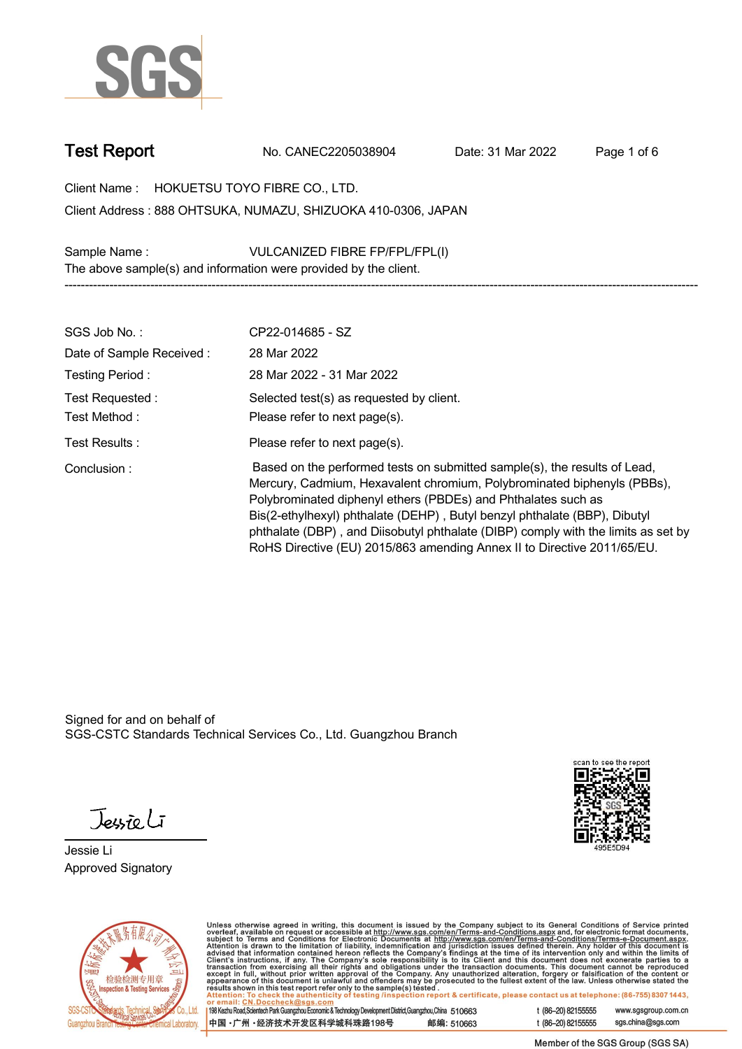# Test Report

No. CANEC2205038904 Date: 31 Mar 2022

Client Name : HOKUETSU TOYO FIBRE CO., LTD.

Client Address : 888 OHTSUKA, NUMAZU, SHIZUOKA 410-0306, JAPAN

Sample Name : VULCANIZED FIBRE FP/FPL/FPL(I)

The above sample(s) and information were provided by the client.

---

| | |
|---|---|
| SGS Job No. : | CP22-014685 - SZ |
| Date of Sample Received : | 28 Mar 2022 |
| Testing Period : | 28 Mar 2022 - 31 Mar 2022 |
| Test Requested : | Selected test(s) as requested by client. |
| Test Method : | Please refer to next page(s). |
| Test Results : | Please refer to next page(s). |
| Conclusion : | Based on the performed tests on submitted sample(s), the results of Lead, Mercury, Cadmium, Hexavalent chromium, Polybrominated biphenyls (PBBs), Polybrominated diphenyl ethers (PBDEs) and Phthalates such as Bis(2-ethylhexyl) phthalate (DEHP) , Butyl benzyl phthalate (BBP), Dibutyl phthalate (DBP) , and Diisobutyl phthalate (DIBP) comply with the limits as set by RoHS Directive (EU) 2015/863 amending Annex II to Directive 2011/65/EU. |

Signed for and on behalf of
SGS-CSTC Standards Technical Services Co., Ltd. Guangzhou Branch

scan to see the report
495E5D94

Jessie Li
Approved Signatory

Unless otherwise agreed in writing, this document is issued by the Company subject to its General Conditions of Service printed overleaf, available on request or accessible at http://www.sgs.com/en/Terms-and-Conditions.aspx and, for electronic format documents, subject to Terms and Conditions for Electronic Documents at http://www.sgs.com/en/Terms-and-Conditions/Terms-e-Document.aspx. Attention is drawn to the limitation of liability, indemnification and jurisdiction issues defined therein. Any holder of this document is advised that information contained hereon reflects the Company's findings at the time of its intervention only and within the limits of Client's instructions, if any. The Company's sole responsibility is to its Client and this document does not exonerate parties to a transaction from exercising all their rights and obligations under the transaction documents. This document cannot be reproduced except in full, without prior written approval of the Company. Any unauthorized alteration, forgery or falsification of the content or appearance of this document is unlawful and offenders may be prosecuted to the fullest extent of the law. Unless otherwise stated the results shown in this test report refer only to the sample(s) tested.

Attention: To check the authenticity of testing /inspection report & certificate, please contact us at telephone: (86-755) 8307 1443, or email: CN.Doccheck@sgs.com

198 Kezhu Road,Scientech Park Guangzhou Economic & Technology Development District,Guangzhou,China 510663 t (86–20) 82155555 www.sgsgroup.com.cn

中国・广州・经济技术开发区科学城科珠路198号 邮编: 510663 t (86–20) 82155555 sgs.china@sgs.com

Member of the SGS Group (SGS SA)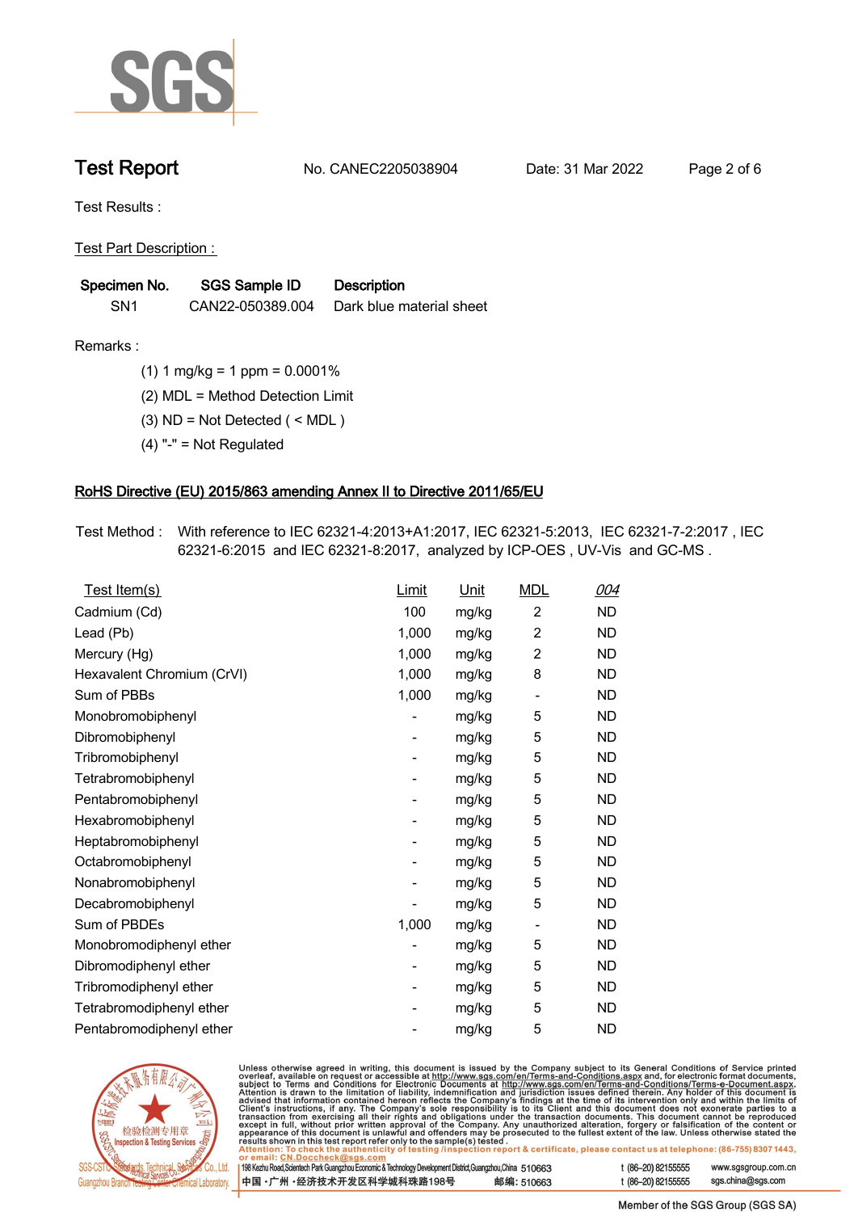Test Report No. CANEC2205038904 Date: 31 Mar 2022

Test Results :

Test Part Description :

| Specimen No. | SGS Sample ID | Description |
|---|---|---|
| SN1 | CAN22-050389.004 | Dark blue material sheet |

Remarks :

(1) 1 mg/kg = 1 ppm = 0.0001%

(2) MDL = Method Detection Limit

(3) ND = Not Detected ( < MDL )

(4) "-" = Not Regulated

## RoHS Directive (EU) 2015/863 amending Annex II to Directive 2011/65/EU

Test Method : With reference to IEC 62321-4:2013+A1:2017, IEC 62321-5:2013, IEC 62321-7-2:2017 , IEC 62321-6:2015 and IEC 62321-8:2017, analyzed by ICP-OES , UV-Vis and GC-MS .

| Test Item(s) | Limit | Unit | MDL | 004 |
|---|---|---|---|---|
| Cadmium (Cd) | 100 | mg/kg | 2 | ND |
| Lead (Pb) | 1,000 | mg/kg | 2 | ND |
| Mercury (Hg) | 1,000 | mg/kg | 2 | ND |
| Hexavalent Chromium (CrVI) | 1,000 | mg/kg | 8 | ND |
| Sum of PBBs | 1,000 | mg/kg | - | ND |
| Monobromobiphenyl | - | mg/kg | 5 | ND |
| Dibromobiphenyl | - | mg/kg | 5 | ND |
| Tribromobiphenyl | - | mg/kg | 5 | ND |
| Tetrabromobiphenyl | - | mg/kg | 5 | ND |
| Pentabromobiphenyl | - | mg/kg | 5 | ND |
| Hexabromobiphenyl | - | mg/kg | 5 | ND |
| Heptabromobiphenyl | - | mg/kg | 5 | ND |
| Octabromobiphenyl | - | mg/kg | 5 | ND |
| Nonabromobiphenyl | - | mg/kg | 5 | ND |
| Decabromobiphenyl | - | mg/kg | 5 | ND |
| Sum of PBDEs | 1,000 | mg/kg | - | ND |
| Monobromodiphenyl ether | - | mg/kg | 5 | ND |
| Dibromodiphenyl ether | - | mg/kg | 5 | ND |
| Tribromodiphenyl ether | - | mg/kg | 5 | ND |
| Tetrabromodiphenyl ether | - | mg/kg | 5 | ND |
| Pentabromodiphenyl ether | - | mg/kg | 5 | ND |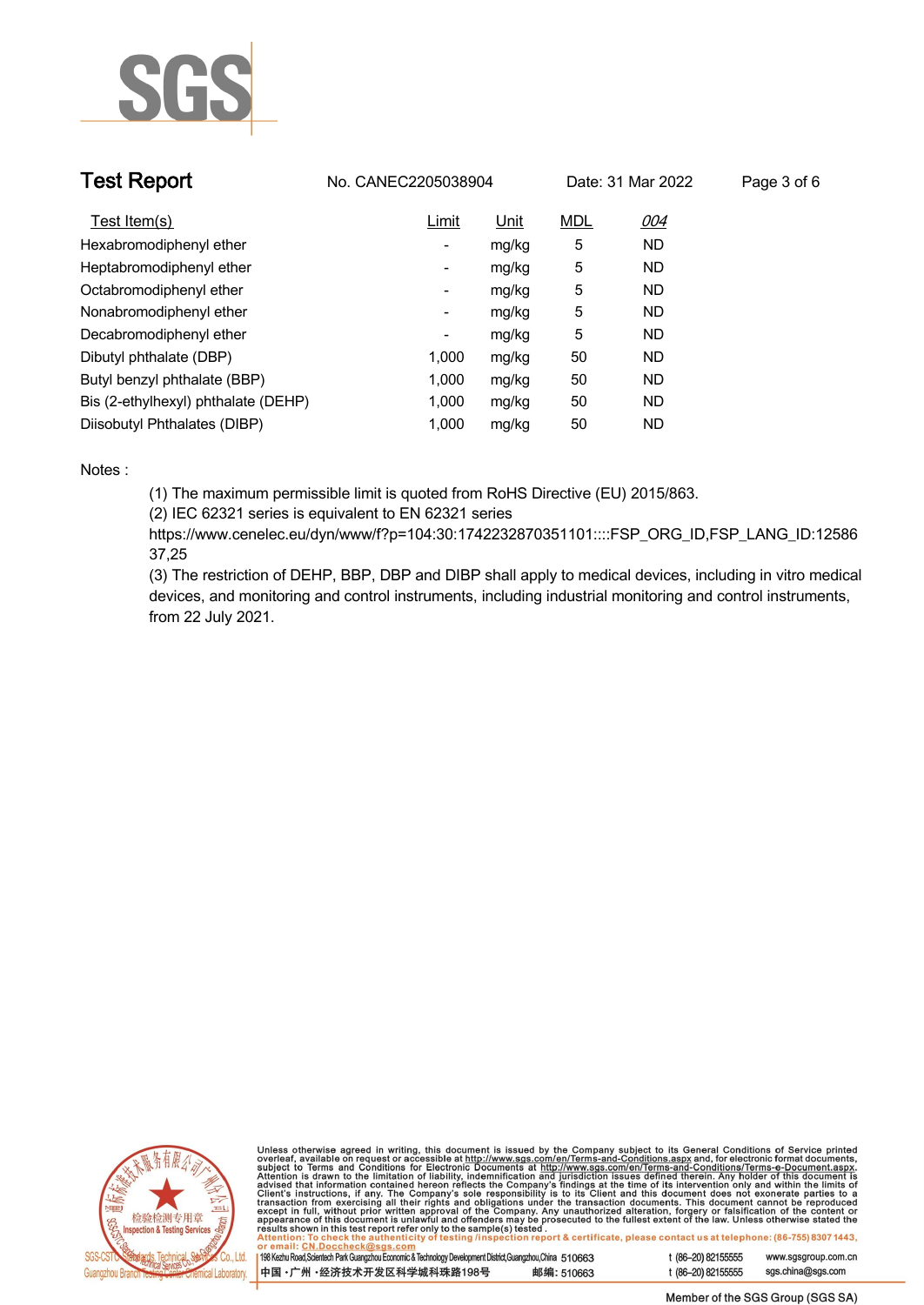## Test Report

No. CANEC2205038904 Date: 31 Mar 2022

| Test Item(s) | Limit | Unit | MDL | *004* |
|---|---|---|---|---|
| Hexabromodiphenyl ether | - | mg/kg | 5 | ND |
| Heptabromodiphenyl ether | - | mg/kg | 5 | ND |
| Octabromodiphenyl ether | - | mg/kg | 5 | ND |
| Nonabromodiphenyl ether | - | mg/kg | 5 | ND |
| Decabromodiphenyl ether | - | mg/kg | 5 | ND |
| Dibutyl phthalate (DBP) | 1,000 | mg/kg | 50 | ND |
| Butyl benzyl phthalate (BBP) | 1,000 | mg/kg | 50 | ND |
| Bis (2-ethylhexyl) phthalate (DEHP) | 1,000 | mg/kg | 50 | ND |
| Diisobutyl Phthalates (DIBP) | 1,000 | mg/kg | 50 | ND |

Notes :

(1) The maximum permissible limit is quoted from RoHS Directive (EU) 2015/863.

(2) IEC 62321 series is equivalent to EN 62321 series
https://www.cenelec.eu/dyn/www/f?p=104:30:1742232870351101::::FSP_ORG_ID,FSP_LANG_ID:1258637,25

(3) The restriction of DEHP, BBP, DBP and DIBP shall apply to medical devices, including in vitro medical devices, and monitoring and control instruments, including industrial monitoring and control instruments, from 22 July 2021.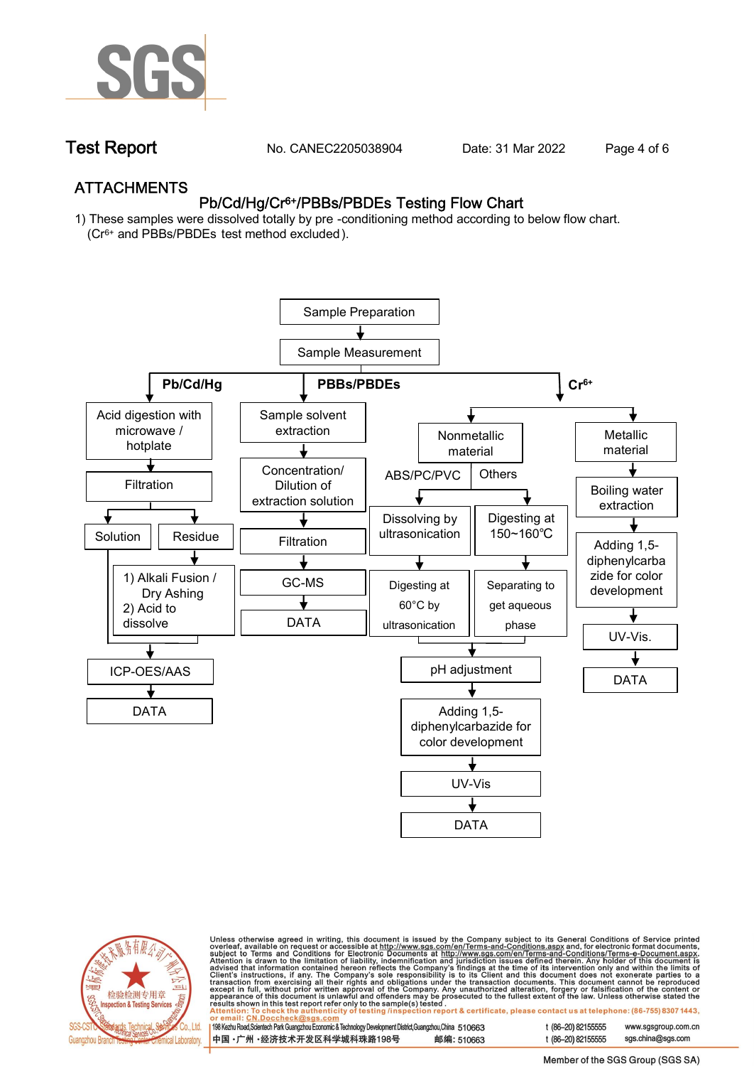# Test Report

No. CANEC2205038904 Date: 31 Mar 2022

## ATTACHMENTS

### Pb/Cd/Hg/$Cr^{6+}$/PBBs/PBDEs Testing Flow Chart

1) These samples were dissolved totally by pre -conditioning method according to below flow chart. ($Cr^{6+}$ and PBBs/PBDEs test method excluded).

Sample Preparation → Sample Measurement

**Pb/Cd/Hg**

- Acid digestion with microwave / hotplate → Filtration → Solution / Residue
  - Residue → 1) Alkali Fusion / Dry Ashing 2) Acid to dissolve
  - Solution and dissolved residue → ICP-OES/AAS → DATA

**PBBs/PBDEs**

- Sample solvent extraction → Concentration/ Dilution of extraction solution → Filtration → GC-MS → DATA

**$Cr^{6+}$**

- Nonmetallic material
  - ABS/PC/PVC → Dissolving by ultrasonication → Digesting at 60°C by ultrasonication
  - Others → Digesting at 150~160℃ → Separating to get aqueous phase
  - → pH adjustment → Adding 1,5-diphenylcarbazide for color development → UV-Vis → DATA
- Metallic material → Boiling water extraction → Adding 1,5-diphenylcarbazide for color development → UV-Vis. → DATA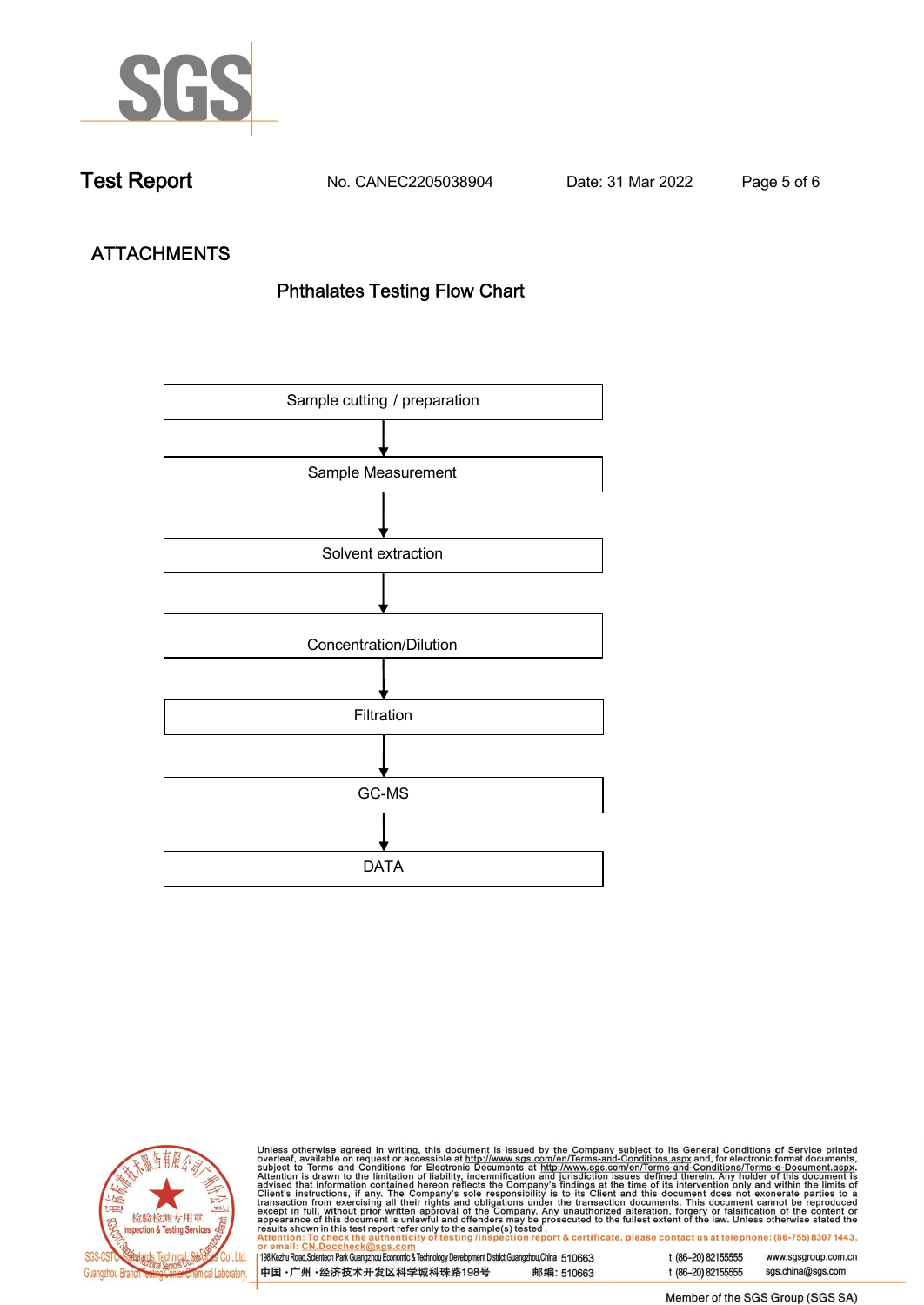## ATTACHMENTS

### Phthalates Testing Flow Chart

Sample cutting / preparation

↓

Sample Measurement

↓

Solvent extraction

↓

Concentration/Dilution

↓

Filtration

↓

GC-MS

↓

DATA

Unless otherwise agreed in writing, this document is issued by the Company subject to its General Conditions of Service printed overleaf, available on request or accessible at http://www.sgs.com/en/Terms-and-Conditions.aspx and, for electronic format documents, subject to Terms and Conditions for Electronic Documents at http://www.sgs.com/en/Terms-and-Conditions/Terms-e-Document.aspx. Attention is drawn to the limitation of liability, indemnification and jurisdiction issues defined therein. Any holder of this document is advised that information contained hereon reflects the Company's findings at the time of its intervention only and within the limits of Client's instructions, if any. The Company's sole responsibility is to its Client and this document does not exonerate parties to a transaction from exercising all their rights and obligations under the transaction documents. This document cannot be reproduced except in full, without prior written approval of the Company. Any unauthorized alteration, forgery or falsification of the content or appearance of this document is unlawful and offenders may be prosecuted to the fullest extent of the law. Unless otherwise stated the results shown in this test report refer only to the sample(s) tested.
Attention: To check the authenticity of testing /inspection report & certificate, please contact us at telephone: (86-755) 8307 1443, or email: CN.Doccheck@sgs.com

SGS-CSTC Standards Technical Services Co., Ltd. Guangzhou Branch Testing Center Chemical Laboratory.

198 Kezhu Road,Scientech Park Guangzhou Economic & Technology Development District,Guangzhou,China 510663 t (86-20) 82155555 www.sgsgroup.com.cn
中国・广州・经济技术开发区科学城科珠路198号 邮编: 510663 t (86-20) 82155555 sgs.china@sgs.com

Member of the SGS Group (SGS SA)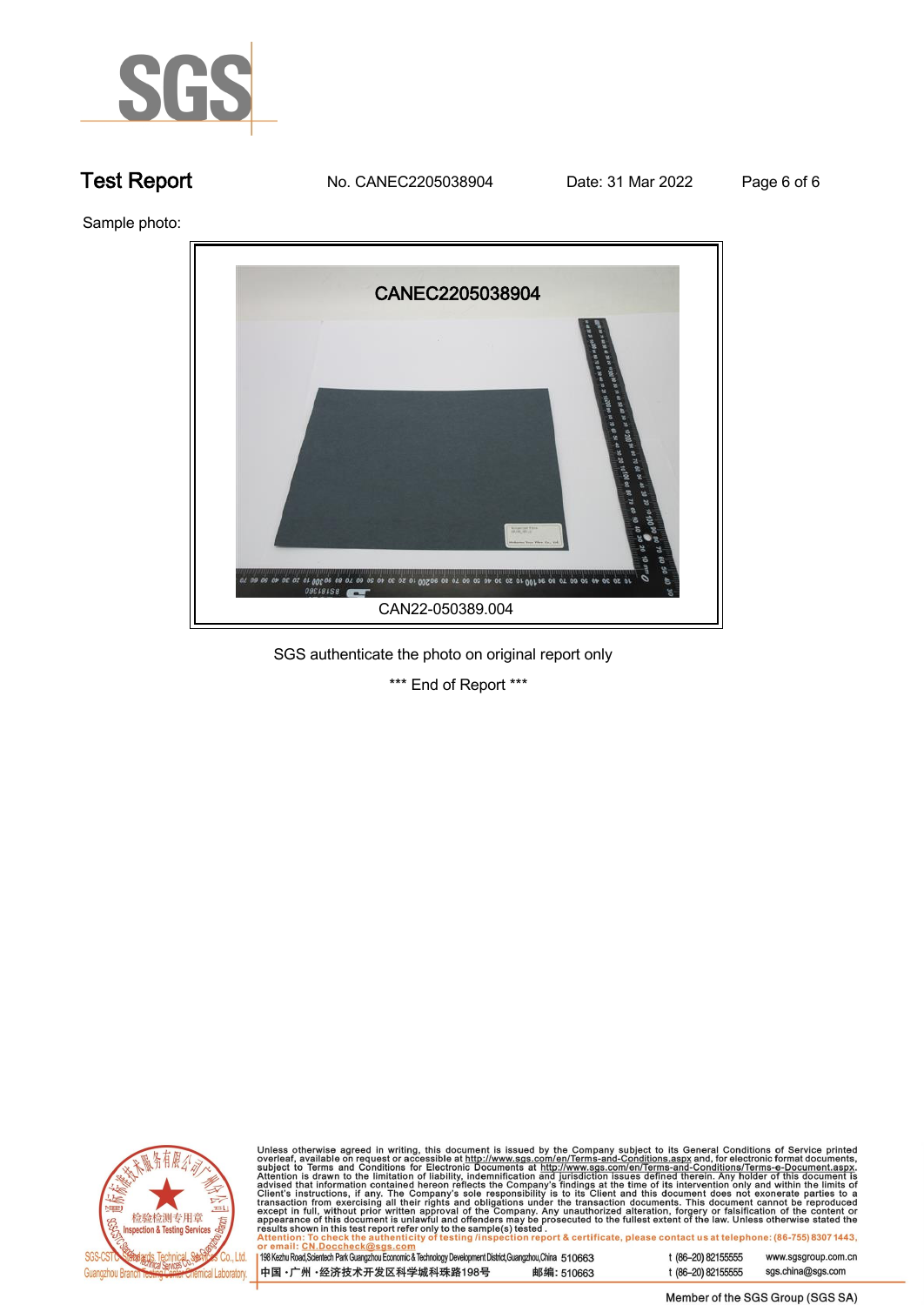# Test Report

No. CANEC2205038904  Date: 31 Mar 2022

Sample photo:

CANEC2205038904

CAN22-050389.004

SGS authenticate the photo on original report only

*** End of Report ***

Unless otherwise agreed in writing, this document is issued by the Company subject to its General Conditions of Service printed overleaf, available on request or accessible at http://www.sgs.com/en/Terms-and-Conditions.aspx and, for electronic format documents, subject to Terms and Conditions for Electronic Documents at http://www.sgs.com/en/Terms-and-Conditions/Terms-e-Document.aspx. Attention is drawn to the limitation of liability, indemnification and jurisdiction issues defined therein. Any holder of this document is advised that information contained hereon reflects the Company's findings at the time of its intervention only and within the limits of Client's instructions, if any. The Company's sole responsibility is to its Client and this document does not exonerate parties to a transaction from exercising all their rights and obligations under the transaction documents. This document cannot be reproduced except in full, without prior written approval of the Company. Any unauthorized alteration, forgery or falsification of the content or appearance of this document is unlawful and offenders may be prosecuted to the fullest extent of the law. Unless otherwise stated the results shown in this test report refer only to the sample(s) tested .

Attention: To check the authenticity of testing /inspection report & certificate, please contact us at telephone: (86-755) 8307 1443, or email: CN.Doccheck@sgs.com

198 Kezhu Road,Scientech Park Guangzhou Economic & Technology Development District,Guangzhou,China 510663  t (86-20) 82155555  www.sgsgroup.com.cn

中国・广州・经济技术开发区科学城科珠路198号  邮编: 510663  t (86-20) 82155555  sgs.china@sgs.com

Member of the SGS Group (SGS SA)